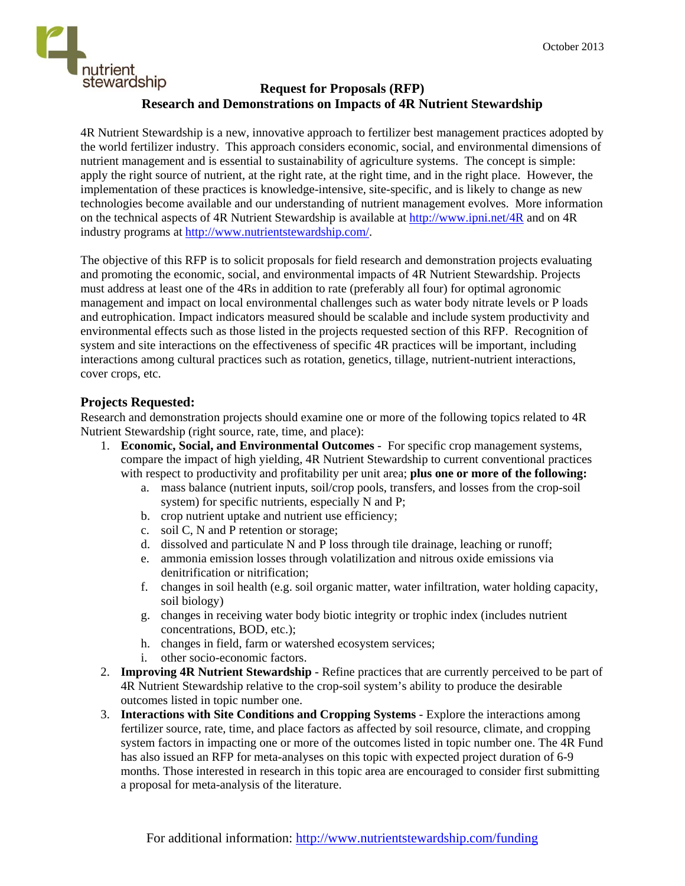nutrient stewardship

October 2013

# Request for Proposals (RFP)
## Research and Demonstrations on Impacts of 4R Nutrient Stewardship

4R Nutrient Stewardship is a new, innovative approach to fertilizer best management practices adopted by the world fertilizer industry. This approach considers economic, social, and environmental dimensions of nutrient management and is essential to sustainability of agriculture systems. The concept is simple: apply the right source of nutrient, at the right rate, at the right time, and in the right place. However, the implementation of these practices is knowledge-intensive, site-specific, and is likely to change as new technologies become available and our understanding of nutrient management evolves. More information on the technical aspects of 4R Nutrient Stewardship is available at http://www.ipni.net/4R and on 4R industry programs at http://www.nutrientstewardship.com/.

The objective of this RFP is to solicit proposals for field research and demonstration projects evaluating and promoting the economic, social, and environmental impacts of 4R Nutrient Stewardship. Projects must address at least one of the 4Rs in addition to rate (preferably all four) for optimal agronomic management and impact on local environmental challenges such as water body nitrate levels or P loads and eutrophication. Impact indicators measured should be scalable and include system productivity and environmental effects such as those listed in the projects requested section of this RFP. Recognition of system and site interactions on the effectiveness of specific 4R practices will be important, including interactions among cultural practices such as rotation, genetics, tillage, nutrient-nutrient interactions, cover crops, etc.

### Projects Requested:

Research and demonstration projects should examine one or more of the following topics related to 4R Nutrient Stewardship (right source, rate, time, and place):

1. **Economic, Social, and Environmental Outcomes** - For specific crop management systems, compare the impact of high yielding, 4R Nutrient Stewardship to current conventional practices with respect to productivity and profitability per unit area; **plus one or more of the following:**
   a. mass balance (nutrient inputs, soil/crop pools, transfers, and losses from the crop-soil system) for specific nutrients, especially N and P;
   b. crop nutrient uptake and nutrient use efficiency;
   c. soil C, N and P retention or storage;
   d. dissolved and particulate N and P loss through tile drainage, leaching or runoff;
   e. ammonia emission losses through volatilization and nitrous oxide emissions via denitrification or nitrification;
   f. changes in soil health (e.g. soil organic matter, water infiltration, water holding capacity, soil biology)
   g. changes in receiving water body biotic integrity or trophic index (includes nutrient concentrations, BOD, etc.);
   h. changes in field, farm or watershed ecosystem services;
   i. other socio-economic factors.
2. **Improving 4R Nutrient Stewardship** - Refine practices that are currently perceived to be part of 4R Nutrient Stewardship relative to the crop-soil system's ability to produce the desirable outcomes listed in topic number one.
3. **Interactions with Site Conditions and Cropping Systems** - Explore the interactions among fertilizer source, rate, time, and place factors as affected by soil resource, climate, and cropping system factors in impacting one or more of the outcomes listed in topic number one. The 4R Fund has also issued an RFP for meta-analyses on this topic with expected project duration of 6-9 months. Those interested in research in this topic area are encouraged to consider first submitting a proposal for meta-analysis of the literature.

For additional information: http://www.nutrientstewardship.com/funding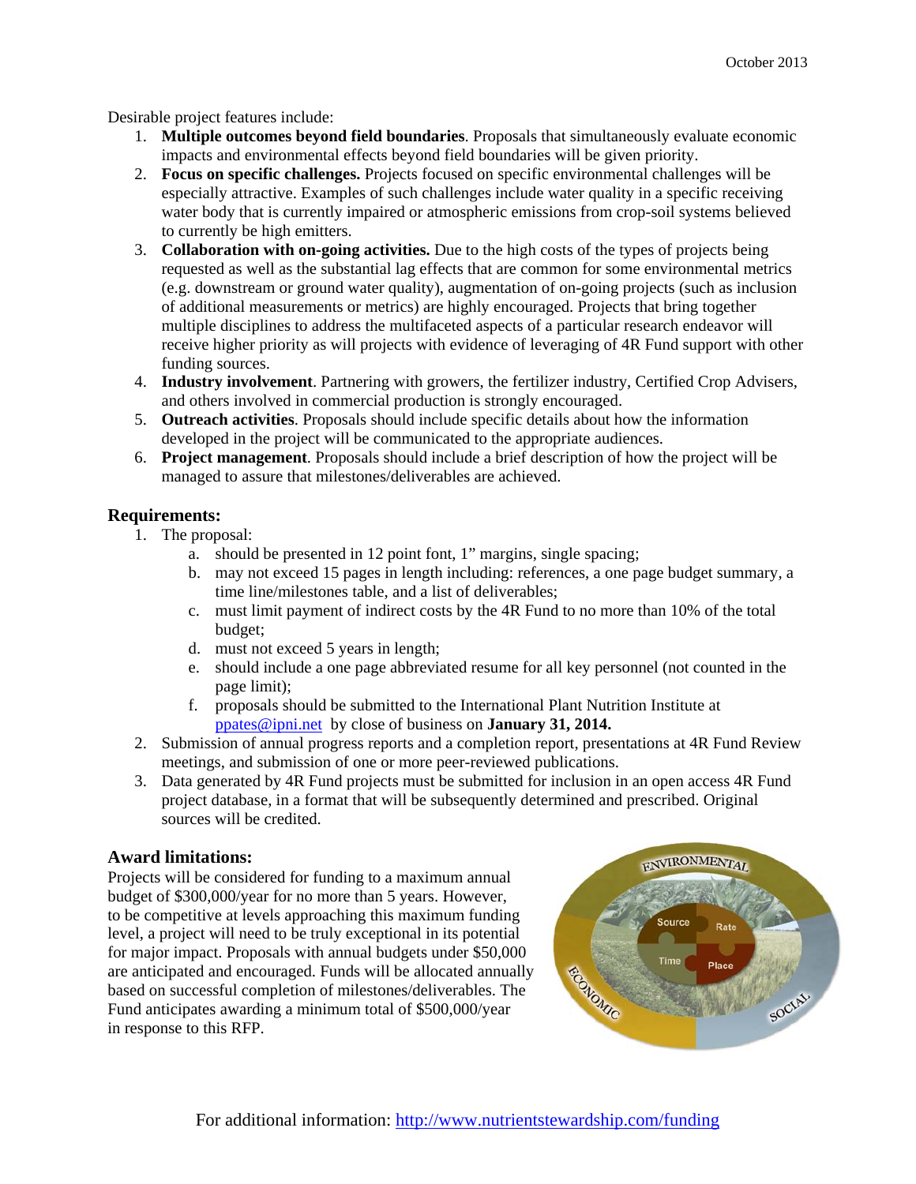Desirable project features include:

1. **Multiple outcomes beyond field boundaries**. Proposals that simultaneously evaluate economic impacts and environmental effects beyond field boundaries will be given priority.
2. **Focus on specific challenges.** Projects focused on specific environmental challenges will be especially attractive. Examples of such challenges include water quality in a specific receiving water body that is currently impaired or atmospheric emissions from crop-soil systems believed to currently be high emitters.
3. **Collaboration with on-going activities.** Due to the high costs of the types of projects being requested as well as the substantial lag effects that are common for some environmental metrics (e.g. downstream or ground water quality), augmentation of on-going projects (such as inclusion of additional measurements or metrics) are highly encouraged. Projects that bring together multiple disciplines to address the multifaceted aspects of a particular research endeavor will receive higher priority as will projects with evidence of leveraging of 4R Fund support with other funding sources.
4. **Industry involvement**. Partnering with growers, the fertilizer industry, Certified Crop Advisers, and others involved in commercial production is strongly encouraged.
5. **Outreach activities**. Proposals should include specific details about how the information developed in the project will be communicated to the appropriate audiences.
6. **Project management**. Proposals should include a brief description of how the project will be managed to assure that milestones/deliverables are achieved.

## Requirements:

1. The proposal:
   a. should be presented in 12 point font, 1" margins, single spacing;
   b. may not exceed 15 pages in length including: references, a one page budget summary, a time line/milestones table, and a list of deliverables;
   c. must limit payment of indirect costs by the 4R Fund to no more than 10% of the total budget;
   d. must not exceed 5 years in length;
   e. should include a one page abbreviated resume for all key personnel (not counted in the page limit);
   f. proposals should be submitted to the International Plant Nutrition Institute at ppates@ipni.net by close of business on **January 31, 2014.**
2. Submission of annual progress reports and a completion report, presentations at 4R Fund Review meetings, and submission of one or more peer-reviewed publications.
3. Data generated by 4R Fund projects must be submitted for inclusion in an open access 4R Fund project database, in a format that will be subsequently determined and prescribed. Original sources will be credited.

## Award limitations:

Projects will be considered for funding to a maximum annual budget of $300,000/year for no more than 5 years. However, to be competitive at levels approaching this maximum funding level, a project will need to be truly exceptional in its potential for major impact. Proposals with annual budgets under $50,000 are anticipated and encouraged. Funds will be allocated annually based on successful completion of milestones/deliverables. The Fund anticipates awarding a minimum total of $500,000/year in response to this RFP.

ENVIRONMENTAL

Source

Rate

Time

Place

ECONOMIC

SOCIAL

For additional information: http://www.nutrientstewardship.com/funding